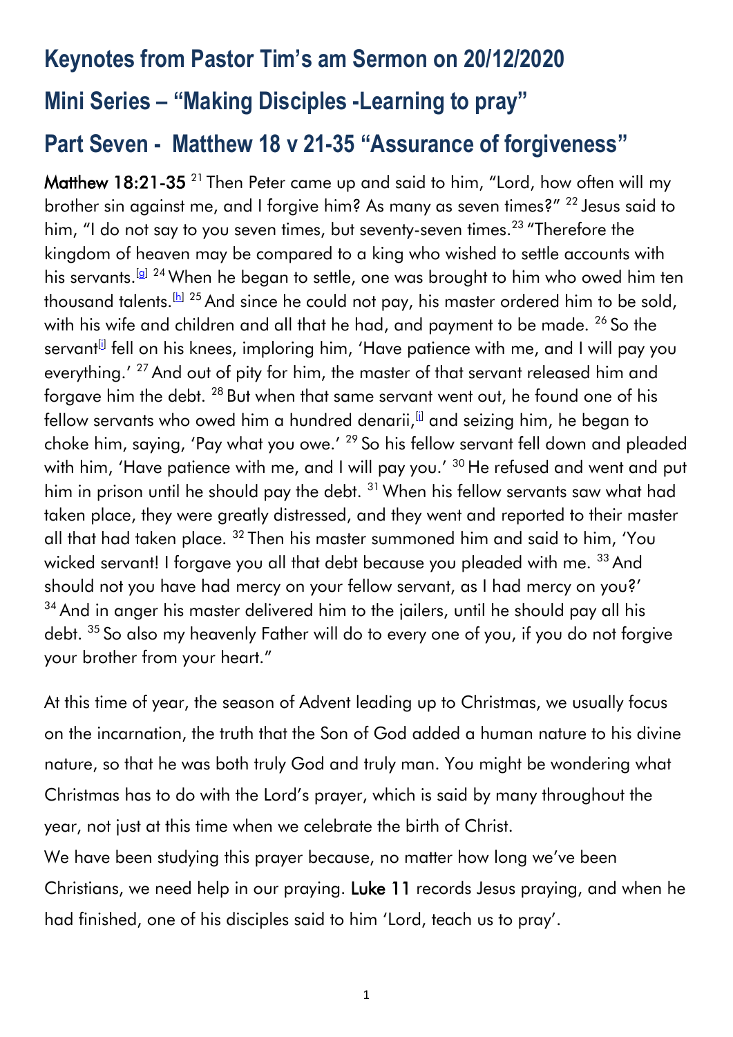# Keynotes from Pastor Tim's am Sermon on 20/12/2020

# Mini Series – "Making Disciples -Learning to pray"

# Part Seven - Matthew 18 v 21-35 "Assurance of forgiveness"

**Matthew 18:21-35** [21] Then Peter came up and said to him, "Lord, how often will my brother sin against me, and I forgive him? As many as seven times?" [22] Jesus said to him, "I do not say to you seven times, but seventy-seven times.[23] "Therefore the kingdom of heaven may be compared to a king who wished to settle accounts with his servants.[g] [24] When he began to settle, one was brought to him who owed him ten thousand talents.[h] [25] And since he could not pay, his master ordered him to be sold, with his wife and children and all that he had, and payment to be made. [26] So the servant[i] fell on his knees, imploring him, 'Have patience with me, and I will pay you everything.' [27] And out of pity for him, the master of that servant released him and forgave him the debt. [28] But when that same servant went out, he found one of his fellow servants who owed him a hundred denarii,[j] and seizing him, he began to choke him, saying, 'Pay what you owe.' [29] So his fellow servant fell down and pleaded with him, 'Have patience with me, and I will pay you.' [30] He refused and went and put him in prison until he should pay the debt. [31] When his fellow servants saw what had taken place, they were greatly distressed, and they went and reported to their master all that had taken place. [32] Then his master summoned him and said to him, 'You wicked servant! I forgave you all that debt because you pleaded with me. [33] And should not you have had mercy on your fellow servant, as I had mercy on you?' [34] And in anger his master delivered him to the jailers, until he should pay all his debt. [35] So also my heavenly Father will do to every one of you, if you do not forgive your brother from your heart."

At this time of year, the season of Advent leading up to Christmas, we usually focus on the incarnation, the truth that the Son of God added a human nature to his divine nature, so that he was both truly God and truly man. You might be wondering what Christmas has to do with the Lord's prayer, which is said by many throughout the year, not just at this time when we celebrate the birth of Christ.

We have been studying this prayer because, no matter how long we've been Christians, we need help in our praying. **Luke 11** records Jesus praying, and when he had finished, one of his disciples said to him 'Lord, teach us to pray'.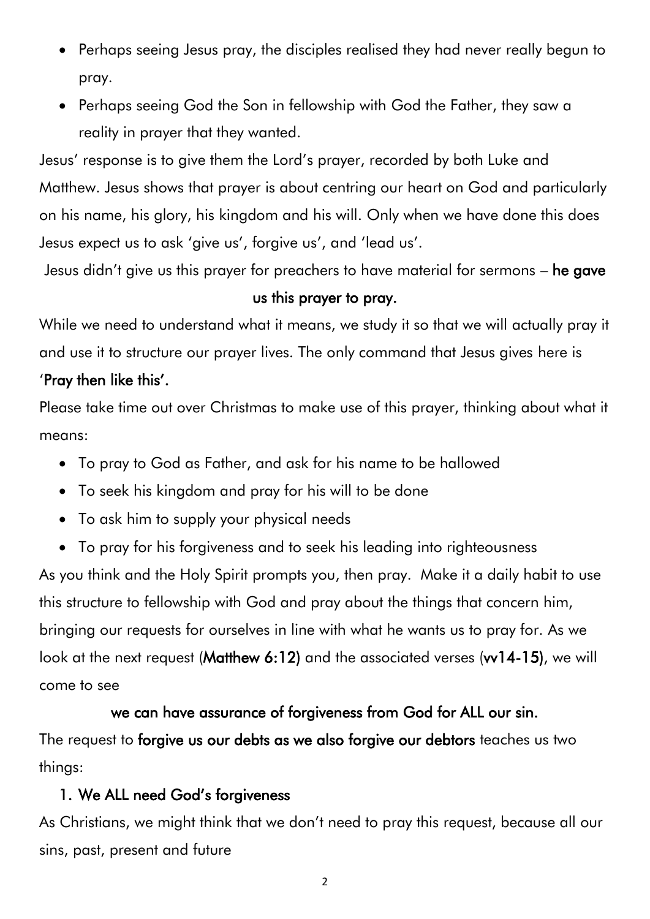- Perhaps seeing Jesus pray, the disciples realised they had never really begun to pray.
- Perhaps seeing God the Son in fellowship with God the Father, they saw a reality in prayer that they wanted.

Jesus' response is to give them the Lord's prayer, recorded by both Luke and Matthew. Jesus shows that prayer is about centring our heart on God and particularly on his name, his glory, his kingdom and his will. Only when we have done this does Jesus expect us to ask 'give us', forgive us', and 'lead us'.

Jesus didn't give us this prayer for preachers to have material for sermons – **he gave us this prayer to pray.**

While we need to understand what it means, we study it so that we will actually pray it and use it to structure our prayer lives. The only command that Jesus gives here is '**Pray then like this'.**

Please take time out over Christmas to make use of this prayer, thinking about what it means:

- To pray to God as Father, and ask for his name to be hallowed
- To seek his kingdom and pray for his will to be done
- To ask him to supply your physical needs
- To pray for his forgiveness and to seek his leading into righteousness

As you think and the Holy Spirit prompts you, then pray. Make it a daily habit to use this structure to fellowship with God and pray about the things that concern him, bringing our requests for ourselves in line with what he wants us to pray for. As we look at the next request (**Matthew 6:12**) and the associated verses (**vv14-15**), we will come to see

**we can have assurance of forgiveness from God for ALL our sin.**

The request to **forgive us our debts as we also forgive our debtors** teaches us two things:

1. **We ALL need God's forgiveness**

As Christians, we might think that we don't need to pray this request, because all our sins, past, present and future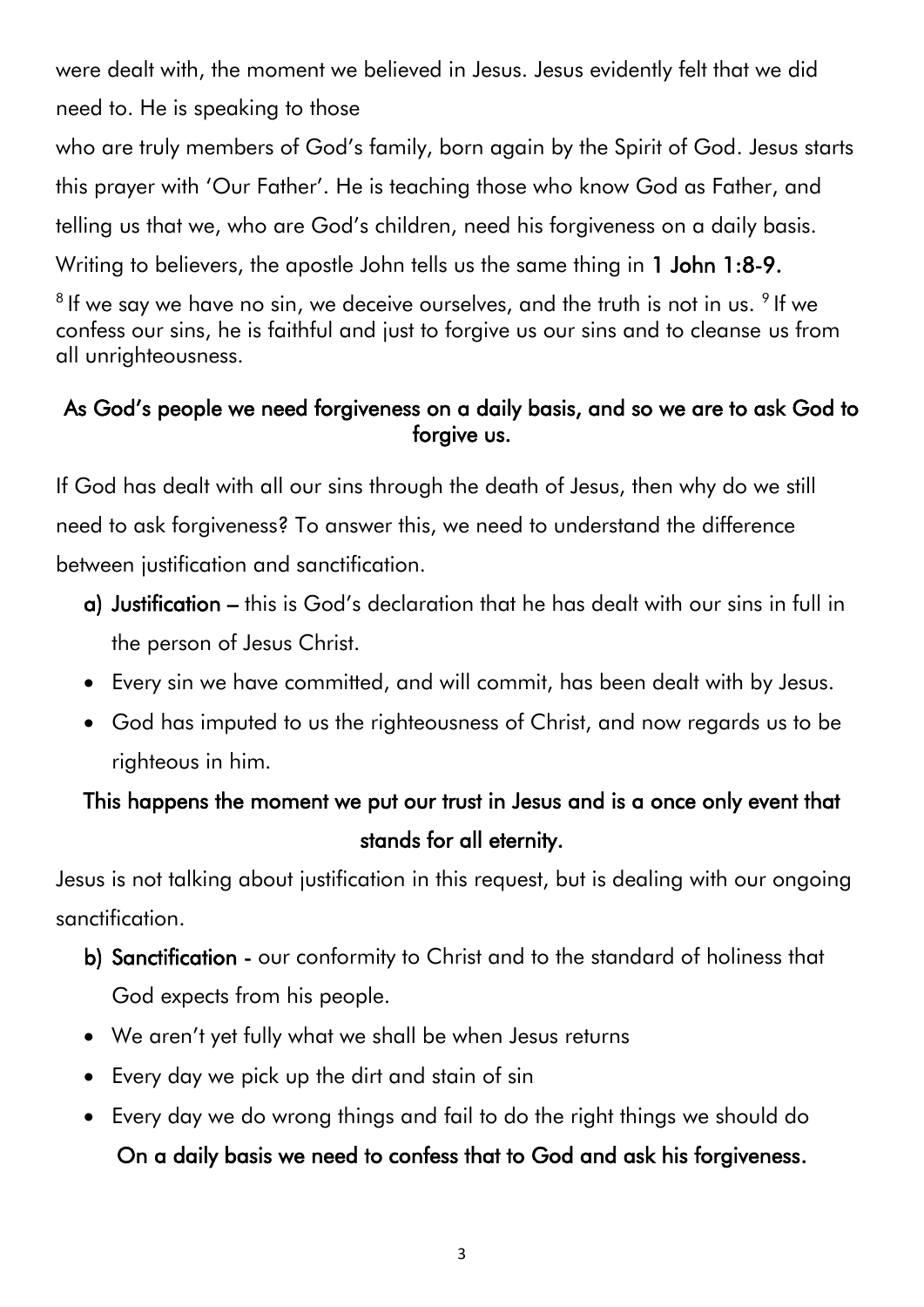were dealt with, the moment we believed in Jesus. Jesus evidently felt that we did need to. He is speaking to those

who are truly members of God's family, born again by the Spirit of God. Jesus starts this prayer with 'Our Father'. He is teaching those who know God as Father, and telling us that we, who are God's children, need his forgiveness on a daily basis. Writing to believers, the apostle John tells us the same thing in **1 John 1:8-9.**

[8] If we say we have no sin, we deceive ourselves, and the truth is not in us. [9] If we confess our sins, he is faithful and just to forgive us our sins and to cleanse us from all unrighteousness.

**As God's people we need forgiveness on a daily basis, and so we are to ask God to forgive us.**

If God has dealt with all our sins through the death of Jesus, then why do we still need to ask forgiveness? To answer this, we need to understand the difference between justification and sanctification.

a) **Justification** – this is God's declaration that he has dealt with our sins in full in the person of Jesus Christ.

- Every sin we have committed, and will commit, has been dealt with by Jesus.
- God has imputed to us the righteousness of Christ, and now regards us to be righteous in him.

**This happens the moment we put our trust in Jesus and is a once only event that stands for all eternity.**

Jesus is not talking about justification in this request, but is dealing with our ongoing sanctification.

b) **Sanctification** - our conformity to Christ and to the standard of holiness that God expects from his people.

- We aren't yet fully what we shall be when Jesus returns
- Every day we pick up the dirt and stain of sin
- Every day we do wrong things and fail to do the right things we should do

**On a daily basis we need to confess that to God and ask his forgiveness.**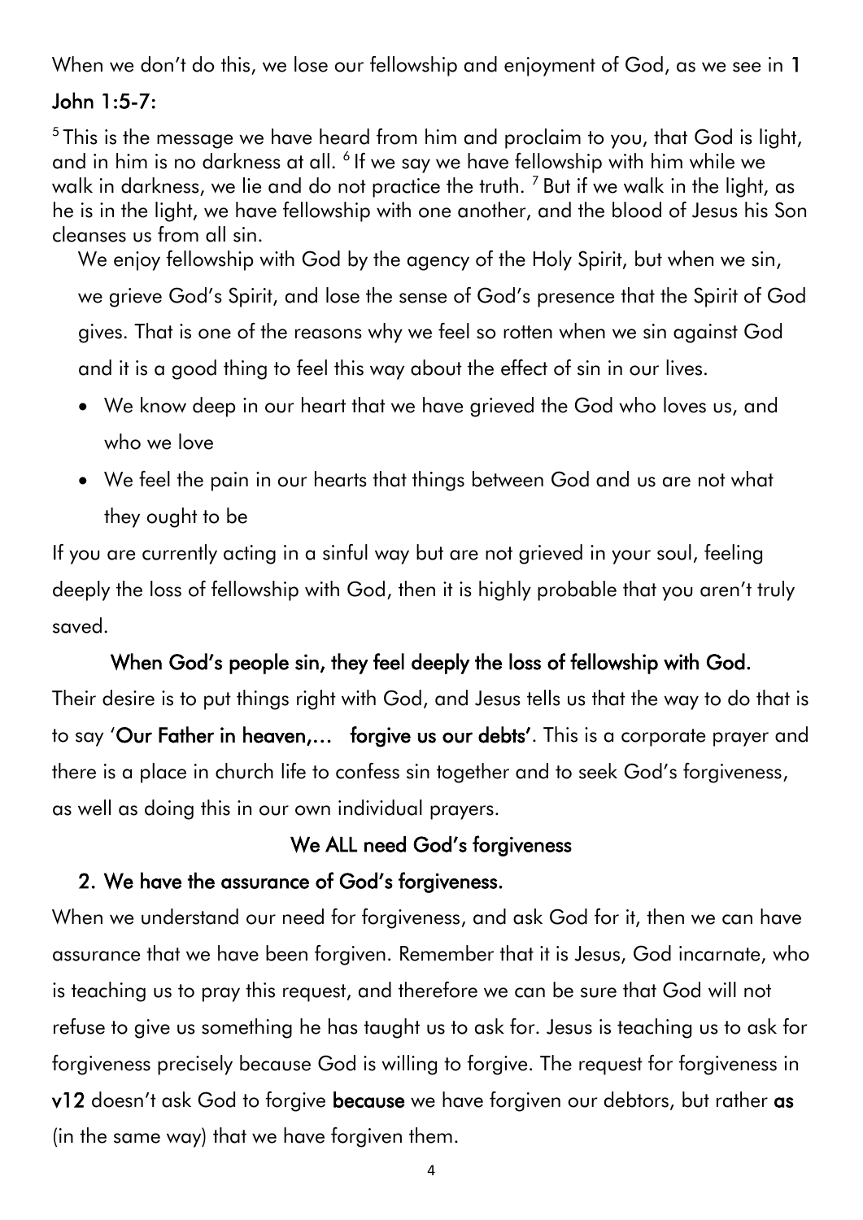When we don't do this, we lose our fellowship and enjoyment of God, as we see in **1 John 1:5-7:**

[5] This is the message we have heard from him and proclaim to you, that God is light, and in him is no darkness at all. [6] If we say we have fellowship with him while we walk in darkness, we lie and do not practice the truth. [7] But if we walk in the light, as he is in the light, we have fellowship with one another, and the blood of Jesus his Son cleanses us from all sin.

We enjoy fellowship with God by the agency of the Holy Spirit, but when we sin, we grieve God's Spirit, and lose the sense of God's presence that the Spirit of God gives. That is one of the reasons why we feel so rotten when we sin against God and it is a good thing to feel this way about the effect of sin in our lives.

- We know deep in our heart that we have grieved the God who loves us, and who we love
- We feel the pain in our hearts that things between God and us are not what they ought to be

If you are currently acting in a sinful way but are not grieved in your soul, feeling deeply the loss of fellowship with God, then it is highly probable that you aren't truly saved.

**When God's people sin, they feel deeply the loss of fellowship with God.**

Their desire is to put things right with God, and Jesus tells us that the way to do that is to say '**Our Father in heaven,… forgive us our debts**'. This is a corporate prayer and there is a place in church life to confess sin together and to seek God's forgiveness, as well as doing this in our own individual prayers.

**We ALL need God's forgiveness**

**2. We have the assurance of God's forgiveness.**

When we understand our need for forgiveness, and ask God for it, then we can have assurance that we have been forgiven. Remember that it is Jesus, God incarnate, who is teaching us to pray this request, and therefore we can be sure that God will not refuse to give us something he has taught us to ask for. Jesus is teaching us to ask for forgiveness precisely because God is willing to forgive. The request for forgiveness in **v12** doesn't ask God to forgive **because** we have forgiven our debtors, but rather **as** (in the same way) that we have forgiven them.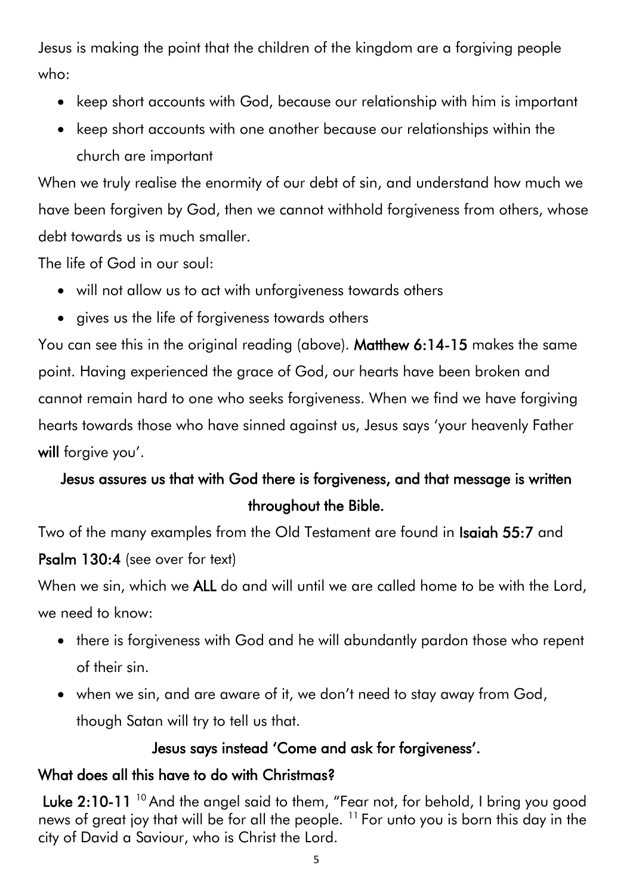Jesus is making the point that the children of the kingdom are a forgiving people who:

- keep short accounts with God, because our relationship with him is important
- keep short accounts with one another because our relationships within the church are important

When we truly realise the enormity of our debt of sin, and understand how much we have been forgiven by God, then we cannot withhold forgiveness from others, whose debt towards us is much smaller.

The life of God in our soul:

- will not allow us to act with unforgiveness towards others
- gives us the life of forgiveness towards others

You can see this in the original reading (above). **Matthew 6:14-15** makes the same point. Having experienced the grace of God, our hearts have been broken and cannot remain hard to one who seeks forgiveness. When we find we have forgiving hearts towards those who have sinned against us, Jesus says 'your heavenly Father **will** forgive you'.

**Jesus assures us that with God there is forgiveness, and that message is written throughout the Bible.**

Two of the many examples from the Old Testament are found in **Isaiah 55:7** and **Psalm 130:4** (see over for text)

When we sin, which we **ALL** do and will until we are called home to be with the Lord, we need to know:

- there is forgiveness with God and he will abundantly pardon those who repent of their sin.
- when we sin, and are aware of it, we don't need to stay away from God, though Satan will try to tell us that.

**Jesus says instead 'Come and ask for forgiveness'.**

**What does all this have to do with Christmas?**

**Luke 2:10-11** [10] And the angel said to them, "Fear not, for behold, I bring you good news of great joy that will be for all the people. [11] For unto you is born this day in the city of David a Saviour, who is Christ the Lord.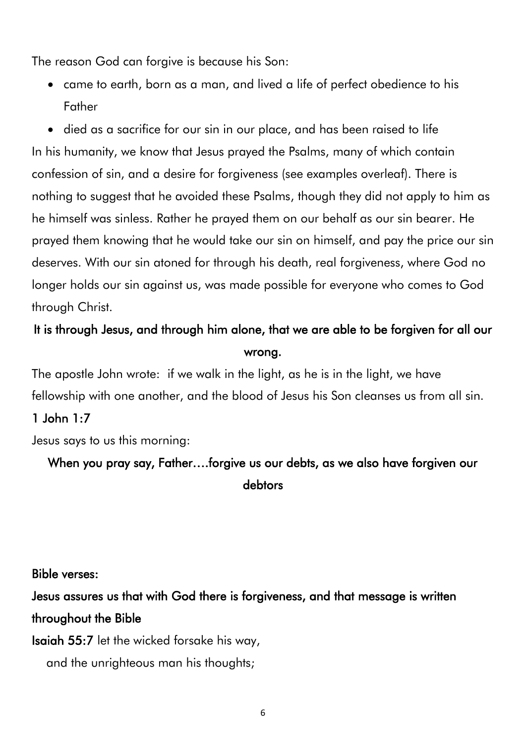The reason God can forgive is because his Son:

- came to earth, born as a man, and lived a life of perfect obedience to his Father
- died as a sacrifice for our sin in our place, and has been raised to life

In his humanity, we know that Jesus prayed the Psalms, many of which contain confession of sin, and a desire for forgiveness (see examples overleaf). There is nothing to suggest that he avoided these Psalms, though they did not apply to him as he himself was sinless. Rather he prayed them on our behalf as our sin bearer. He prayed them knowing that he would take our sin on himself, and pay the price our sin deserves. With our sin atoned for through his death, real forgiveness, where God no longer holds our sin against us, was made possible for everyone who comes to God through Christ.

**It is through Jesus, and through him alone, that we are able to be forgiven for all our wrong.**

The apostle John wrote: if we walk in the light, as he is in the light, we have fellowship with one another, and the blood of Jesus his Son cleanses us from all sin. **1 John 1:7**

Jesus says to us this morning:

**When you pray say, Father….forgive us our debts, as we also have forgiven our debtors**

**Bible verses:**

**Jesus assures us that with God there is forgiveness, and that message is written throughout the Bible**

**Isaiah 55:7** let the wicked forsake his way,
 and the unrighteous man his thoughts;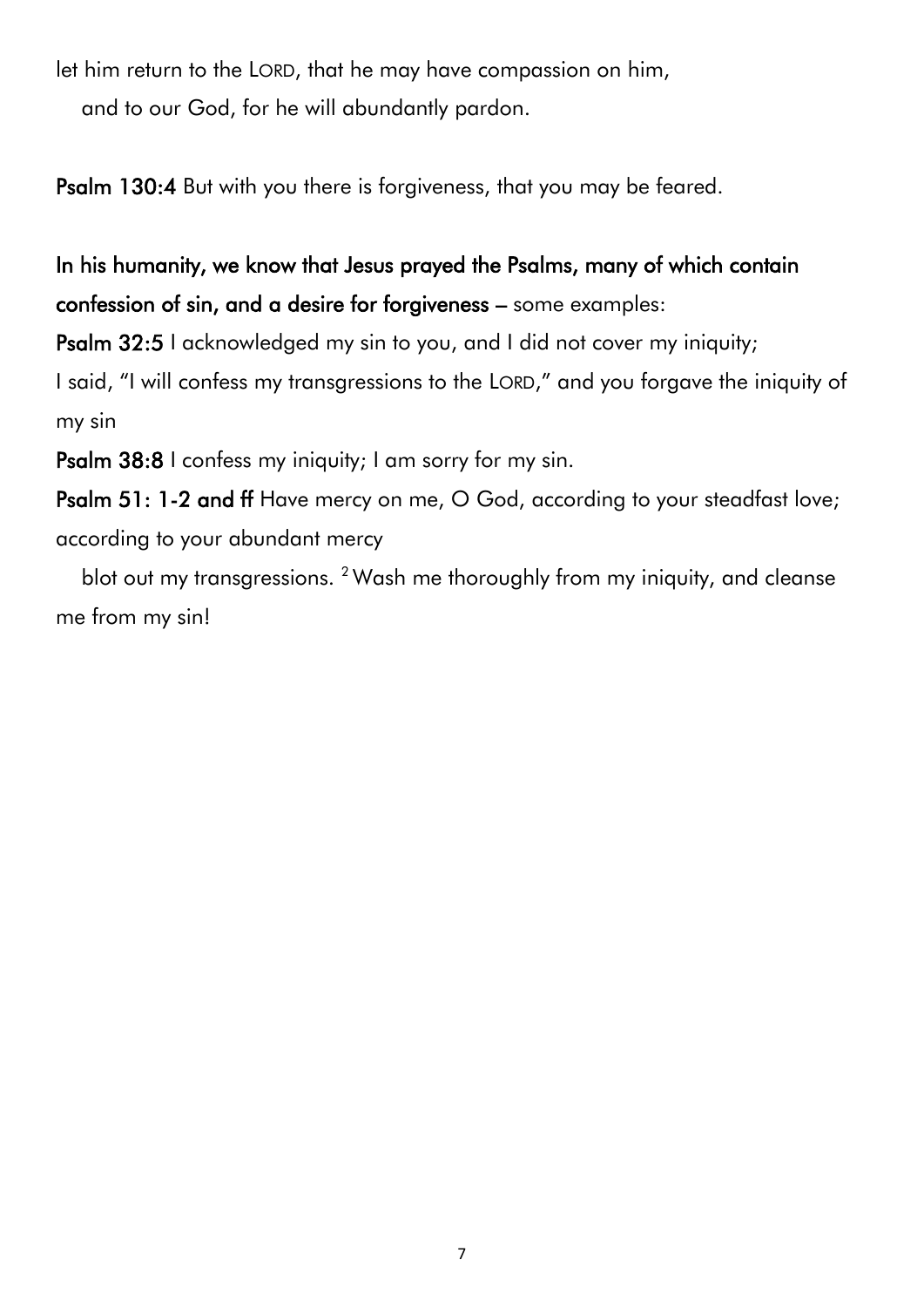let him return to the LORD, that he may have compassion on him,
  and to our God, for he will abundantly pardon.

**Psalm 130:4** But with you there is forgiveness, that you may be feared.

**In his humanity, we know that Jesus prayed the Psalms, many of which contain confession of sin, and a desire for forgiveness** – some examples:

**Psalm 32:5** I acknowledged my sin to you, and I did not cover my iniquity;
I said, "I will confess my transgressions to the LORD," and you forgave the iniquity of my sin

**Psalm 38:8** I confess my iniquity; I am sorry for my sin.

**Psalm 51: 1-2 and ff** Have mercy on me, O God, according to your steadfast love; according to your abundant mercy
  blot out my transgressions. [2] Wash me thoroughly from my iniquity, and cleanse me from my sin!